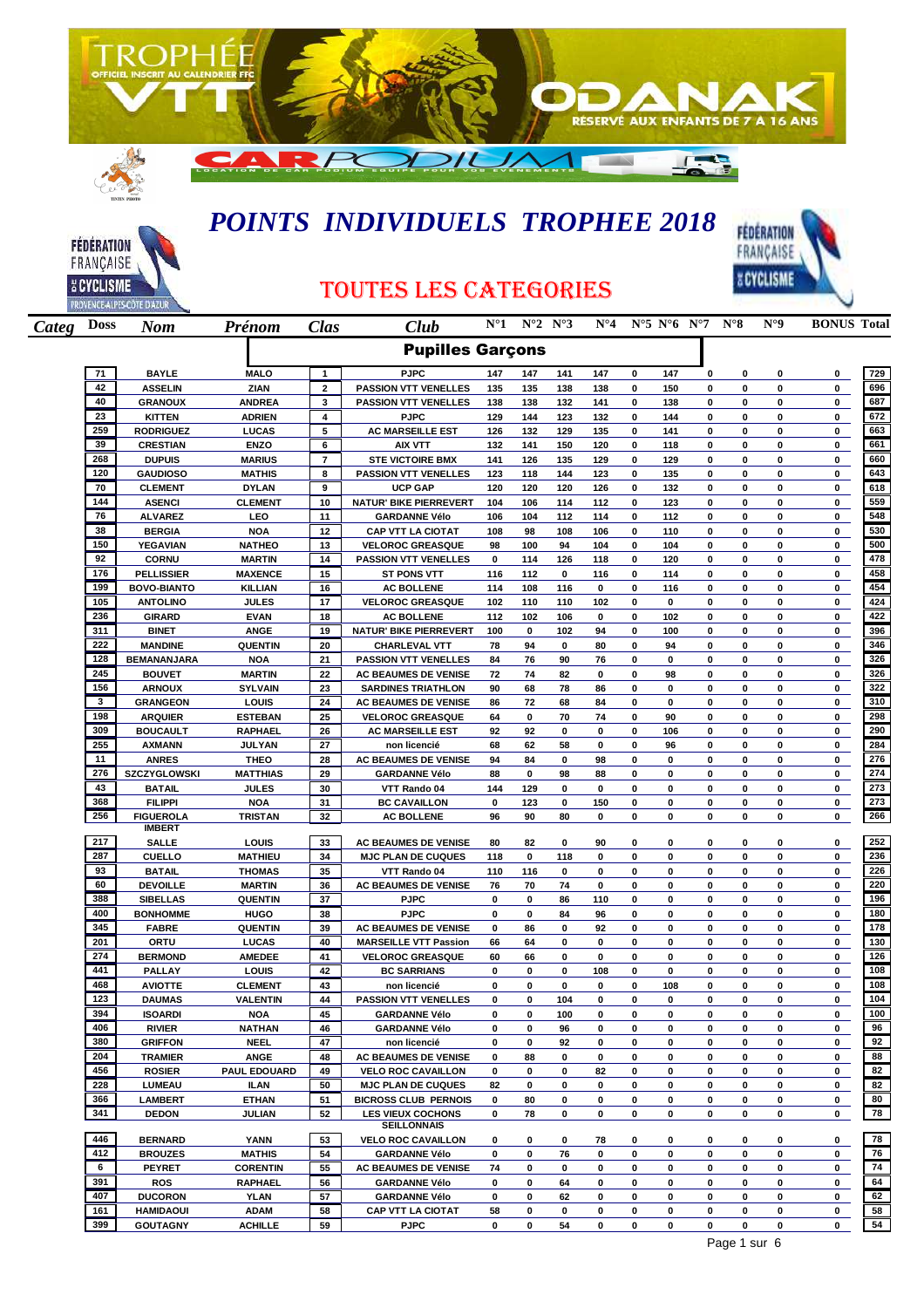TROPHÉE VTT – OFFICIEL INSCRIT AU CALENDRIER FFC

ODANAK – RESERVÉ AUX ENFANTS DE 7 A 16 ANS

CAR PODIUM – LOCATION DE CAR PODIUM EQUIPÉ POUR VOS EVENEMENTS

FÉDÉRATION FRANÇAISE DE CYCLISME – PROVENCE-ALPES-CÔTE D'AZUR

# POINTS INDIVIDUELS TROPHEE 2018

## TOUTES LES CATEGORIES

### Pupilles Garçons

| Categ | Doss | Nom | Prénom | Clas | Club | N°1 | N°2 | N°3 | N°4 | N°5 | N°6 | N°7 | N°8 | N°9 | BONUS | Total |
|---|---|---|---|---|---|---|---|---|---|---|---|---|---|---|---|---|
| | 71 | BAYLE | MALO | 1 | PJPC | 147 | 147 | 141 | 147 | 0 | 147 | 0 | 0 | 0 | 0 | 729 |
| | 42 | ASSELIN | ZIAN | 2 | PASSION VTT VENELLES | 135 | 135 | 138 | 138 | 0 | 150 | 0 | 0 | 0 | 0 | 696 |
| | 40 | GRANOUX | ANDREA | 3 | PASSION VTT VENELLES | 138 | 138 | 132 | 141 | 0 | 138 | 0 | 0 | 0 | 0 | 687 |
| | 23 | KITTEN | ADRIEN | 4 | PJPC | 129 | 144 | 123 | 132 | 0 | 144 | 0 | 0 | 0 | 0 | 672 |
| | 259 | RODRIGUEZ | LUCAS | 5 | AC MARSEILLE EST | 126 | 132 | 129 | 135 | 0 | 141 | 0 | 0 | 0 | 0 | 663 |
| | 39 | CRESTIAN | ENZO | 6 | AIX VTT | 132 | 141 | 150 | 120 | 0 | 118 | 0 | 0 | 0 | 0 | 661 |
| | 268 | DUPUIS | MARIUS | 7 | STE VICTOIRE BMX | 141 | 126 | 135 | 129 | 0 | 129 | 0 | 0 | 0 | 0 | 660 |
| | 120 | GAUDIOSO | MATHIS | 8 | PASSION VTT VENELLES | 123 | 118 | 144 | 123 | 0 | 135 | 0 | 0 | 0 | 0 | 643 |
| | 70 | CLEMENT | DYLAN | 9 | UCP GAP | 120 | 120 | 120 | 126 | 0 | 132 | 0 | 0 | 0 | 0 | 618 |
| | 144 | ASENCI | CLEMENT | 10 | NATUR' BIKE PIERREVERT | 104 | 106 | 114 | 112 | 0 | 123 | 0 | 0 | 0 | 0 | 559 |
| | 76 | ALVAREZ | LEO | 11 | GARDANNE Vélo | 106 | 104 | 112 | 114 | 0 | 112 | 0 | 0 | 0 | 0 | 548 |
| | 38 | BERGIA | NOA | 12 | CAP VTT LA CIOTAT | 108 | 98 | 108 | 106 | 0 | 110 | 0 | 0 | 0 | 0 | 530 |
| | 150 | YEGAVIAN | NATHEO | 13 | VELOROC GREASQUE | 98 | 100 | 94 | 104 | 0 | 104 | 0 | 0 | 0 | 0 | 500 |
| | 92 | CORNU | MARTIN | 14 | PASSION VTT VENELLES | 0 | 114 | 126 | 118 | 0 | 120 | 0 | 0 | 0 | 0 | 478 |
| | 176 | PELLISSIER | MAXENCE | 15 | ST PONS VTT | 116 | 112 | 0 | 116 | 0 | 114 | 0 | 0 | 0 | 0 | 458 |
| | 199 | BOVO-BIANTO | KILLIAN | 16 | AC BOLLENE | 114 | 108 | 116 | 0 | 0 | 116 | 0 | 0 | 0 | 0 | 454 |
| | 105 | ANTOLINO | JULES | 17 | VELOROC GREASQUE | 102 | 110 | 110 | 102 | 0 | 0 | 0 | 0 | 0 | 0 | 424 |
| | 236 | GIRARD | EVAN | 18 | AC BOLLENE | 112 | 102 | 106 | 0 | 0 | 102 | 0 | 0 | 0 | 0 | 422 |
| | 311 | BINET | ANGE | 19 | NATUR' BIKE PIERREVERT | 100 | 0 | 102 | 94 | 0 | 100 | 0 | 0 | 0 | 0 | 396 |
| | 222 | MANDINE | QUENTIN | 20 | CHARLEVAL VTT | 78 | 94 | 0 | 80 | 0 | 94 | 0 | 0 | 0 | 0 | 346 |
| | 128 | BEMANANJARA | NOA | 21 | PASSION VTT VENELLES | 84 | 76 | 90 | 76 | 0 | 0 | 0 | 0 | 0 | 0 | 326 |
| | 245 | BOUVET | MARTIN | 22 | AC BEAUMES DE VENISE | 72 | 74 | 82 | 0 | 0 | 98 | 0 | 0 | 0 | 0 | 326 |
| | 156 | ARNOUX | SYLVAIN | 23 | SARDINES TRIATHLON | 90 | 68 | 78 | 86 | 0 | 0 | 0 | 0 | 0 | 0 | 322 |
| | 3 | GRANGEON | LOUIS | 24 | AC BEAUMES DE VENISE | 86 | 72 | 68 | 84 | 0 | 0 | 0 | 0 | 0 | 0 | 310 |
| | 198 | ARQUIER | ESTEBAN | 25 | VELOROC GREASQUE | 64 | 0 | 70 | 74 | 0 | 90 | 0 | 0 | 0 | 0 | 298 |
| | 309 | BOUCAULT | RAPHAEL | 26 | AC MARSEILLE EST | 92 | 92 | 0 | 0 | 0 | 106 | 0 | 0 | 0 | 0 | 290 |
| | 255 | AXMANN | JULYAN | 27 | non licencié | 68 | 62 | 58 | 0 | 0 | 96 | 0 | 0 | 0 | 0 | 284 |
| | 11 | ANRES | THEO | 28 | AC BEAUMES DE VENISE | 94 | 84 | 0 | 98 | 0 | 0 | 0 | 0 | 0 | 0 | 276 |
| | 276 | SZCZYGLOWSKI | MATTHIAS | 29 | GARDANNE Vélo | 88 | 0 | 98 | 88 | 0 | 0 | 0 | 0 | 0 | 0 | 274 |
| | 43 | BATAIL | JULES | 30 | VTT Rando 04 | 144 | 129 | 0 | 0 | 0 | 0 | 0 | 0 | 0 | 0 | 273 |
| | 368 | FILIPPI | NOA | 31 | BC CAVAILLON | 0 | 123 | 0 | 150 | 0 | 0 | 0 | 0 | 0 | 0 | 273 |
| | 256 | FIGUEROLA IMBERT | TRISTAN | 32 | AC BOLLENE | 96 | 90 | 80 | 0 | 0 | 0 | 0 | 0 | 0 | 0 | 266 |
| | 217 | SALLE | LOUIS | 33 | AC BEAUMES DE VENISE | 80 | 82 | 0 | 90 | 0 | 0 | 0 | 0 | 0 | 0 | 252 |
| | 287 | CUELLO | MATHIEU | 34 | MJC PLAN DE CUQUES | 118 | 0 | 118 | 0 | 0 | 0 | 0 | 0 | 0 | 0 | 236 |
| | 93 | BATAIL | THOMAS | 35 | VTT Rando 04 | 110 | 116 | 0 | 0 | 0 | 0 | 0 | 0 | 0 | 0 | 226 |
| | 60 | DEVOILLE | MARTIN | 36 | AC BEAUMES DE VENISE | 76 | 70 | 74 | 0 | 0 | 0 | 0 | 0 | 0 | 0 | 220 |
| | 388 | SIBELLAS | QUENTIN | 37 | PJPC | 0 | 0 | 86 | 110 | 0 | 0 | 0 | 0 | 0 | 0 | 196 |
| | 400 | BONHOMME | HUGO | 38 | PJPC | 0 | 0 | 84 | 96 | 0 | 0 | 0 | 0 | 0 | 0 | 180 |
| | 345 | FABRE | QUENTIN | 39 | AC BEAUMES DE VENISE | 0 | 86 | 0 | 92 | 0 | 0 | 0 | 0 | 0 | 0 | 178 |
| | 201 | ORTU | LUCAS | 40 | MARSEILLE VTT Passion | 66 | 64 | 0 | 0 | 0 | 0 | 0 | 0 | 0 | 0 | 130 |
| | 274 | BERMOND | AMEDEE | 41 | VELOROC GREASQUE | 60 | 66 | 0 | 0 | 0 | 0 | 0 | 0 | 0 | 0 | 126 |
| | 441 | PALLAY | LOUIS | 42 | BC SARRIANS | 0 | 0 | 0 | 108 | 0 | 0 | 0 | 0 | 0 | 0 | 108 |
| | 468 | AVIOTTE | CLEMENT | 43 | non licencié | 0 | 0 | 0 | 0 | 0 | 108 | 0 | 0 | 0 | 0 | 108 |
| | 123 | DAUMAS | VALENTIN | 44 | PASSION VTT VENELLES | 0 | 0 | 104 | 0 | 0 | 0 | 0 | 0 | 0 | 0 | 104 |
| | 394 | ISOARDI | NOA | 45 | GARDANNE Vélo | 0 | 0 | 100 | 0 | 0 | 0 | 0 | 0 | 0 | 0 | 100 |
| | 406 | RIVIER | NATHAN | 46 | GARDANNE Vélo | 0 | 0 | 96 | 0 | 0 | 0 | 0 | 0 | 0 | 0 | 96 |
| | 380 | GRIFFON | NEEL | 47 | non licencié | 0 | 0 | 92 | 0 | 0 | 0 | 0 | 0 | 0 | 0 | 92 |
| | 204 | TRAMIER | ANGE | 48 | AC BEAUMES DE VENISE | 0 | 88 | 0 | 0 | 0 | 0 | 0 | 0 | 0 | 0 | 88 |
| | 456 | ROSIER | PAUL EDOUARD | 49 | VELO ROC CAVAILLON | 0 | 0 | 0 | 82 | 0 | 0 | 0 | 0 | 0 | 0 | 82 |
| | 228 | LUMEAU | ILAN | 50 | MJC PLAN DE CUQUES | 82 | 0 | 0 | 0 | 0 | 0 | 0 | 0 | 0 | 0 | 82 |
| | 366 | LAMBERT | ETHAN | 51 | BICROSS CLUB PERNOIS | 0 | 80 | 0 | 0 | 0 | 0 | 0 | 0 | 0 | 0 | 80 |
| | 341 | DEDON | JULIAN | 52 | LES VIEUX COCHONS SEILLONNAIS | 0 | 78 | 0 | 0 | 0 | 0 | 0 | 0 | 0 | 0 | 78 |
| | 446 | BERNARD | YANN | 53 | VELO ROC CAVAILLON | 0 | 0 | 0 | 78 | 0 | 0 | 0 | 0 | 0 | 0 | 78 |
| | 412 | BROUZES | MATHIS | 54 | GARDANNE Vélo | 0 | 0 | 76 | 0 | 0 | 0 | 0 | 0 | 0 | 0 | 76 |
| | 6 | PEYRET | CORENTIN | 55 | AC BEAUMES DE VENISE | 74 | 0 | 0 | 0 | 0 | 0 | 0 | 0 | 0 | 0 | 74 |
| | 391 | ROS | RAPHAEL | 56 | GARDANNE Vélo | 0 | 0 | 64 | 0 | 0 | 0 | 0 | 0 | 0 | 0 | 64 |
| | 407 | DUCORON | YLAN | 57 | GARDANNE Vélo | 0 | 0 | 62 | 0 | 0 | 0 | 0 | 0 | 0 | 0 | 62 |
| | 161 | HAMIDAOUI | ADAM | 58 | CAP VTT LA CIOTAT | 58 | 0 | 0 | 0 | 0 | 0 | 0 | 0 | 0 | 0 | 58 |
| | 399 | GOUTAGNY | ACHILLE | 59 | PJPC | 0 | 0 | 54 | 0 | 0 | 0 | 0 | 0 | 0 | 0 | 54 |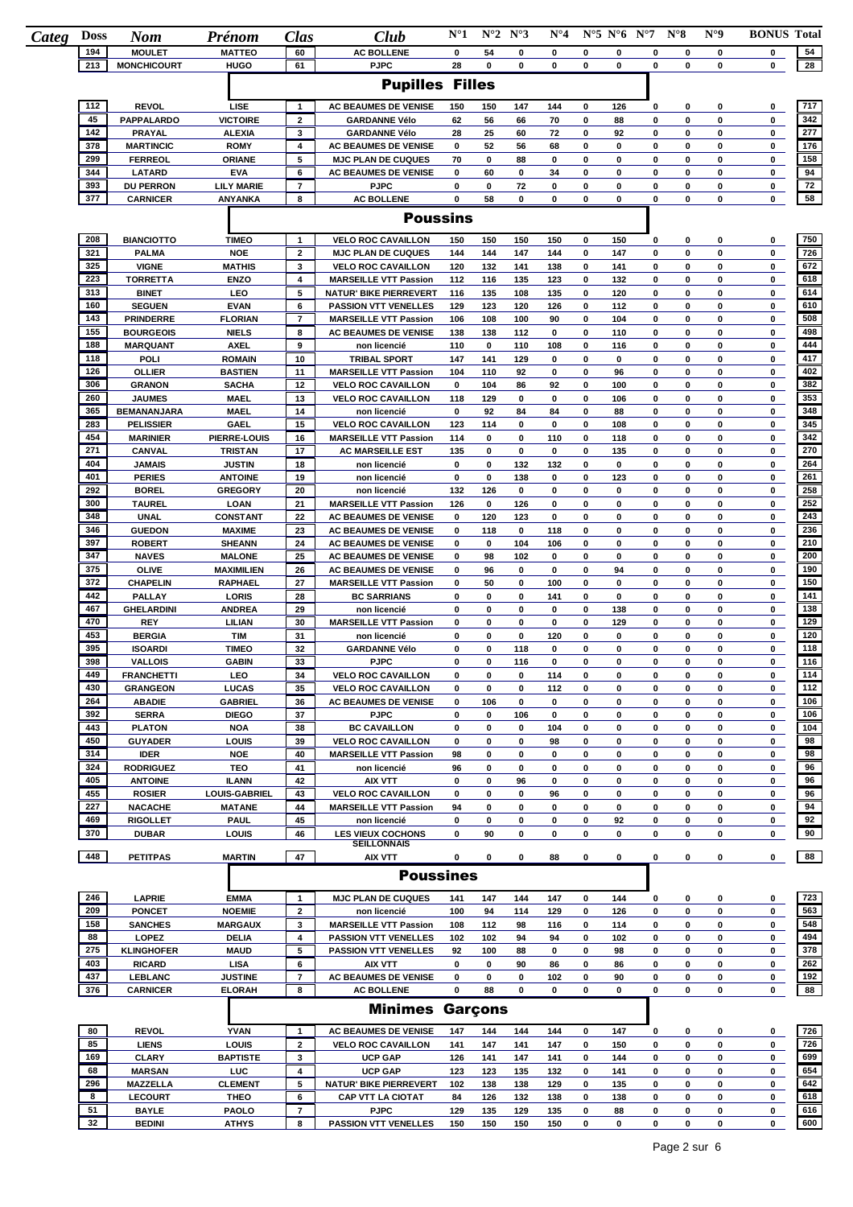| Categ | Doss | Nom | Prénom | Clas | Club | N°1 | N°2 | N°3 | N°4 | N°5 | N°6 | N°7 | N°8 | N°9 | BONUS | Total |
|---|---|---|---|---|---|---|---|---|---|---|---|---|---|---|---|---|
| | 194 | MOULET | MATTEO | 60 | AC BOLLENE | 0 | 54 | 0 | 0 | 0 | 0 | 0 | 0 | 0 | 0 | 54 |
| | 213 | MONCHICOURT | HUGO | 61 | PJPC | 28 | 0 | 0 | 0 | 0 | 0 | 0 | 0 | 0 | 0 | 28 |

## Pupilles Filles

| Doss | Nom | Prénom | Clas | Club | N°1 | N°2 | N°3 | N°4 | N°5 | N°6 | N°7 | N°8 | N°9 | BONUS | Total |
|---|---|---|---|---|---|---|---|---|---|---|---|---|---|---|---|
| 112 | REVOL | LISE | 1 | AC BEAUMES DE VENISE | 150 | 150 | 147 | 144 | 0 | 126 | 0 | 0 | 0 | 0 | 717 |
| 45 | PAPPALARDO | VICTOIRE | 2 | GARDANNE Vélo | 62 | 56 | 66 | 70 | 0 | 88 | 0 | 0 | 0 | 0 | 342 |
| 142 | PRAYAL | ALEXIA | 3 | GARDANNE Vélo | 28 | 25 | 60 | 72 | 0 | 92 | 0 | 0 | 0 | 0 | 277 |
| 378 | MARTINCIC | ROMY | 4 | AC BEAUMES DE VENISE | 0 | 52 | 56 | 68 | 0 | 0 | 0 | 0 | 0 | 0 | 176 |
| 299 | FERREOL | ORIANE | 5 | MJC PLAN DE CUQUES | 70 | 0 | 88 | 0 | 0 | 0 | 0 | 0 | 0 | 0 | 158 |
| 344 | LATARD | EVA | 6 | AC BEAUMES DE VENISE | 0 | 60 | 0 | 34 | 0 | 0 | 0 | 0 | 0 | 0 | 94 |
| 393 | DU PERRON | LILY MARIE | 7 | PJPC | 0 | 0 | 72 | 0 | 0 | 0 | 0 | 0 | 0 | 0 | 72 |
| 377 | CARNICER | ANYANKA | 8 | AC BOLLENE | 0 | 58 | 0 | 0 | 0 | 0 | 0 | 0 | 0 | 0 | 58 |

## Poussins

| Doss | Nom | Prénom | Clas | Club | N°1 | N°2 | N°3 | N°4 | N°5 | N°6 | N°7 | N°8 | N°9 | BONUS | Total |
|---|---|---|---|---|---|---|---|---|---|---|---|---|---|---|---|
| 208 | BIANCIOTTO | TIMEO | 1 | VELO ROC CAVAILLON | 150 | 150 | 150 | 150 | 0 | 150 | 0 | 0 | 0 | 0 | 750 |
| 321 | PALMA | NOE | 2 | MJC PLAN DE CUQUES | 144 | 144 | 147 | 144 | 0 | 147 | 0 | 0 | 0 | 0 | 726 |
| 325 | VIGNE | MATHIS | 3 | VELO ROC CAVAILLON | 120 | 132 | 141 | 138 | 0 | 141 | 0 | 0 | 0 | 0 | 672 |
| 223 | TORRETTA | ENZO | 4 | MARSEILLE VTT Passion | 112 | 116 | 135 | 123 | 0 | 132 | 0 | 0 | 0 | 0 | 618 |
| 313 | BINET | LEO | 5 | NATUR' BIKE PIERREVERT | 116 | 135 | 108 | 135 | 0 | 120 | 0 | 0 | 0 | 0 | 614 |
| 160 | SEGUEN | EVAN | 6 | PASSION VTT VENELLES | 129 | 123 | 120 | 126 | 0 | 112 | 0 | 0 | 0 | 0 | 610 |
| 143 | PRINDERRE | FLORIAN | 7 | MARSEILLE VTT Passion | 106 | 108 | 100 | 90 | 0 | 104 | 0 | 0 | 0 | 0 | 508 |
| 155 | BOURGEOIS | NIELS | 8 | AC BEAUMES DE VENISE | 138 | 138 | 112 | 0 | 0 | 110 | 0 | 0 | 0 | 0 | 498 |
| 188 | MARQUANT | AXEL | 9 | non licencié | 110 | 0 | 110 | 108 | 0 | 116 | 0 | 0 | 0 | 0 | 444 |
| 118 | POLI | ROMAIN | 10 | TRIBAL SPORT | 147 | 141 | 129 | 0 | 0 | 0 | 0 | 0 | 0 | 0 | 417 |
| 126 | OLLIER | BASTIEN | 11 | MARSEILLE VTT Passion | 104 | 110 | 92 | 0 | 0 | 96 | 0 | 0 | 0 | 0 | 402 |
| 306 | GRANON | SACHA | 12 | VELO ROC CAVAILLON | 0 | 104 | 86 | 92 | 0 | 100 | 0 | 0 | 0 | 0 | 382 |
| 260 | JAUMES | MAEL | 13 | VELO ROC CAVAILLON | 118 | 129 | 0 | 0 | 0 | 106 | 0 | 0 | 0 | 0 | 353 |
| 365 | BEMANANJARA | MAEL | 14 | non licencié | 0 | 92 | 84 | 84 | 0 | 88 | 0 | 0 | 0 | 0 | 348 |
| 283 | PELISSIER | GAEL | 15 | VELO ROC CAVAILLON | 123 | 114 | 0 | 0 | 0 | 108 | 0 | 0 | 0 | 0 | 345 |
| 454 | MARINIER | PIERRE-LOUIS | 16 | MARSEILLE VTT Passion | 114 | 0 | 0 | 110 | 0 | 118 | 0 | 0 | 0 | 0 | 342 |
| 271 | CANVAL | TRISTAN | 17 | AC MARSEILLE EST | 135 | 0 | 0 | 0 | 0 | 135 | 0 | 0 | 0 | 0 | 270 |
| 404 | JAMAIS | JUSTIN | 18 | non licencié | 0 | 0 | 132 | 132 | 0 | 0 | 0 | 0 | 0 | 0 | 264 |
| 401 | PERIES | ANTOINE | 19 | non licencié | 0 | 0 | 138 | 0 | 0 | 123 | 0 | 0 | 0 | 0 | 261 |
| 292 | BOREL | GREGORY | 20 | non licencié | 132 | 126 | 0 | 0 | 0 | 0 | 0 | 0 | 0 | 0 | 258 |
| 300 | TAUREL | LOAN | 21 | MARSEILLE VTT Passion | 126 | 0 | 126 | 0 | 0 | 0 | 0 | 0 | 0 | 0 | 252 |
| 348 | UNAL | CONSTANT | 22 | AC BEAUMES DE VENISE | 0 | 120 | 123 | 0 | 0 | 0 | 0 | 0 | 0 | 0 | 243 |
| 346 | GUEDON | MAXIME | 23 | AC BEAUMES DE VENISE | 0 | 118 | 0 | 118 | 0 | 0 | 0 | 0 | 0 | 0 | 236 |
| 397 | ROBERT | SHEANN | 24 | AC BEAUMES DE VENISE | 0 | 0 | 104 | 106 | 0 | 0 | 0 | 0 | 0 | 0 | 210 |
| 347 | NAVES | MALONE | 25 | AC BEAUMES DE VENISE | 0 | 98 | 102 | 0 | 0 | 0 | 0 | 0 | 0 | 0 | 200 |
| 375 | OLIVE | MAXIMILIEN | 26 | AC BEAUMES DE VENISE | 0 | 96 | 0 | 0 | 0 | 94 | 0 | 0 | 0 | 0 | 190 |
| 372 | CHAPELIN | RAPHAEL | 27 | MARSEILLE VTT Passion | 0 | 50 | 0 | 100 | 0 | 0 | 0 | 0 | 0 | 0 | 150 |
| 442 | PALLAY | LORIS | 28 | BC SARRIANS | 0 | 0 | 0 | 141 | 0 | 0 | 0 | 0 | 0 | 0 | 141 |
| 467 | GHELARDINI | ANDREA | 29 | non licencié | 0 | 0 | 0 | 0 | 0 | 138 | 0 | 0 | 0 | 0 | 138 |
| 470 | REY | LILIAN | 30 | MARSEILLE VTT Passion | 0 | 0 | 0 | 0 | 0 | 129 | 0 | 0 | 0 | 0 | 129 |
| 453 | BERGIA | TIM | 31 | non licencié | 0 | 0 | 0 | 120 | 0 | 0 | 0 | 0 | 0 | 0 | 120 |
| 395 | ISOARDI | TIMEO | 32 | GARDANNE Vélo | 0 | 0 | 118 | 0 | 0 | 0 | 0 | 0 | 0 | 0 | 118 |
| 398 | VALLOIS | GABIN | 33 | PJPC | 0 | 0 | 116 | 0 | 0 | 0 | 0 | 0 | 0 | 0 | 116 |
| 449 | FRANCHETTI | LEO | 34 | VELO ROC CAVAILLON | 0 | 0 | 0 | 114 | 0 | 0 | 0 | 0 | 0 | 0 | 114 |
| 430 | GRANGEON | LUCAS | 35 | VELO ROC CAVAILLON | 0 | 0 | 0 | 112 | 0 | 0 | 0 | 0 | 0 | 0 | 112 |
| 264 | ABADIE | GABRIEL | 36 | AC BEAUMES DE VENISE | 0 | 106 | 0 | 0 | 0 | 0 | 0 | 0 | 0 | 0 | 106 |
| 392 | SERRA | DIEGO | 37 | PJPC | 0 | 0 | 106 | 0 | 0 | 0 | 0 | 0 | 0 | 0 | 106 |
| 443 | PLATON | NOA | 38 | BC CAVAILLON | 0 | 0 | 0 | 104 | 0 | 0 | 0 | 0 | 0 | 0 | 104 |
| 450 | GUYADER | LOUIS | 39 | VELO ROC CAVAILLON | 0 | 0 | 0 | 98 | 0 | 0 | 0 | 0 | 0 | 0 | 98 |
| 314 | IDER | NOE | 40 | MARSEILLE VTT Passion | 98 | 0 | 0 | 0 | 0 | 0 | 0 | 0 | 0 | 0 | 98 |
| 324 | RODRIGUEZ | TEO | 41 | non licencié | 96 | 0 | 0 | 0 | 0 | 0 | 0 | 0 | 0 | 0 | 96 |
| 405 | ANTOINE | ILANN | 42 | AIX VTT | 0 | 0 | 96 | 0 | 0 | 0 | 0 | 0 | 0 | 0 | 96 |
| 455 | ROSIER | LOUIS-GABRIEL | 43 | VELO ROC CAVAILLON | 0 | 0 | 0 | 96 | 0 | 0 | 0 | 0 | 0 | 0 | 96 |
| 227 | NACACHE | MATANE | 44 | MARSEILLE VTT Passion | 94 | 0 | 0 | 0 | 0 | 0 | 0 | 0 | 0 | 0 | 94 |
| 469 | RIGOLLET | PAUL | 45 | non licencié | 0 | 0 | 0 | 0 | 0 | 92 | 0 | 0 | 0 | 0 | 92 |
| 370 | DUBAR | LOUIS | 46 | LES VIEUX COCHONS SEILLONNAIS | 0 | 90 | 0 | 0 | 0 | 0 | 0 | 0 | 0 | 0 | 90 |
| 448 | PETITPAS | MARTIN | 47 | AIX VTT | 0 | 0 | 0 | 88 | 0 | 0 | 0 | 0 | 0 | 0 | 88 |

## Poussines

| Doss | Nom | Prénom | Clas | Club | N°1 | N°2 | N°3 | N°4 | N°5 | N°6 | N°7 | N°8 | N°9 | BONUS | Total |
|---|---|---|---|---|---|---|---|---|---|---|---|---|---|---|---|
| 246 | LAPRIE | EMMA | 1 | MJC PLAN DE CUQUES | 141 | 147 | 144 | 147 | 0 | 144 | 0 | 0 | 0 | 0 | 723 |
| 209 | PONCET | NOEMIE | 2 | non licencié | 100 | 94 | 114 | 129 | 0 | 126 | 0 | 0 | 0 | 0 | 563 |
| 158 | SANCHES | MARGAUX | 3 | MARSEILLE VTT Passion | 108 | 112 | 98 | 116 | 0 | 114 | 0 | 0 | 0 | 0 | 548 |
| 88 | LOPEZ | DELIA | 4 | PASSION VTT VENELLES | 102 | 102 | 94 | 94 | 0 | 102 | 0 | 0 | 0 | 0 | 494 |
| 275 | KLINGHOFER | MAUD | 5 | PASSION VTT VENELLES | 92 | 100 | 88 | 0 | 0 | 98 | 0 | 0 | 0 | 0 | 378 |
| 403 | RICARD | LISA | 6 | AIX VTT | 0 | 0 | 90 | 86 | 0 | 86 | 0 | 0 | 0 | 0 | 262 |
| 437 | LEBLANC | JUSTINE | 7 | AC BEAUMES DE VENISE | 0 | 0 | 0 | 102 | 0 | 90 | 0 | 0 | 0 | 0 | 192 |
| 376 | CARNICER | ELORAH | 8 | AC BOLLENE | 0 | 88 | 0 | 0 | 0 | 0 | 0 | 0 | 0 | 0 | 88 |

## Minimes Garçons

| Doss | Nom | Prénom | Clas | Club | N°1 | N°2 | N°3 | N°4 | N°5 | N°6 | N°7 | N°8 | N°9 | BONUS | Total |
|---|---|---|---|---|---|---|---|---|---|---|---|---|---|---|---|
| 80 | REVOL | YVAN | 1 | AC BEAUMES DE VENISE | 147 | 144 | 144 | 144 | 0 | 147 | 0 | 0 | 0 | 0 | 726 |
| 85 | LIENS | LOUIS | 2 | VELO ROC CAVAILLON | 141 | 147 | 141 | 147 | 0 | 150 | 0 | 0 | 0 | 0 | 726 |
| 169 | CLARY | BAPTISTE | 3 | UCP GAP | 126 | 141 | 147 | 141 | 0 | 144 | 0 | 0 | 0 | 0 | 699 |
| 68 | MARSAN | LUC | 4 | UCP GAP | 123 | 123 | 135 | 132 | 0 | 141 | 0 | 0 | 0 | 0 | 654 |
| 296 | MAZZELLA | CLEMENT | 5 | NATUR' BIKE PIERREVERT | 102 | 138 | 138 | 129 | 0 | 135 | 0 | 0 | 0 | 0 | 642 |
| 8 | LECOURT | THEO | 6 | CAP VTT LA CIOTAT | 84 | 126 | 132 | 138 | 0 | 138 | 0 | 0 | 0 | 0 | 618 |
| 51 | BAYLE | PAOLO | 7 | PJPC | 129 | 135 | 129 | 135 | 0 | 88 | 0 | 0 | 0 | 0 | 616 |
| 32 | BEDINI | ATHYS | 8 | PASSION VTT VENELLES | 150 | 150 | 150 | 150 | 0 | 0 | 0 | 0 | 0 | 0 | 600 |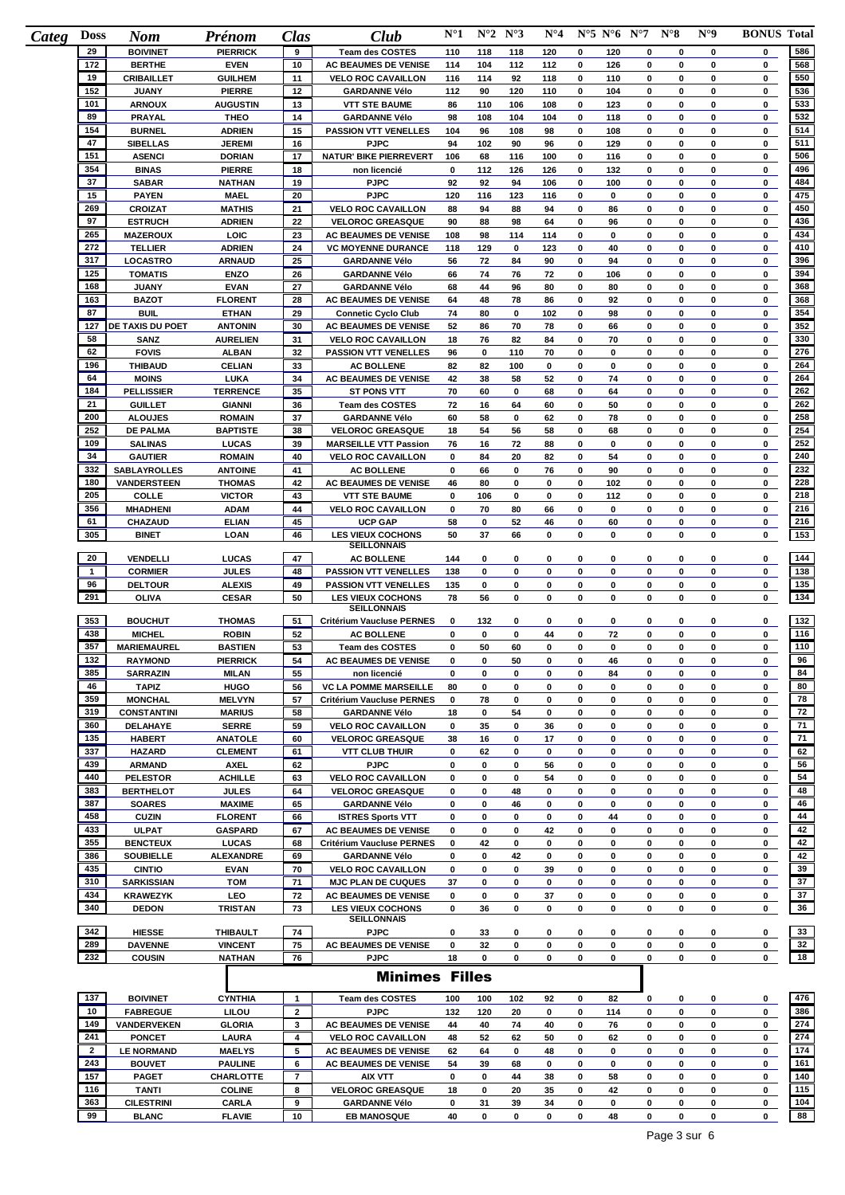| Categ | Doss | Nom | Prénom | Clas | Club | N°1 | N°2 | N°3 | N°4 | N°5 | N°6 | N°7 | N°8 | N°9 | BONUS | Total |
|---|---|---|---|---|---|---|---|---|---|---|---|---|---|---|---|---|
| | 29 | BOIVINET | PIERRICK | 9 | Team des COSTES | 110 | 118 | 118 | 120 | 0 | 120 | 0 | 0 | 0 | 0 | 586 |
| | 172 | BERTHE | EVEN | 10 | AC BEAUMES DE VENISE | 114 | 104 | 112 | 112 | 0 | 126 | 0 | 0 | 0 | 0 | 568 |
| | 19 | CRIBAILLET | GUILHEM | 11 | VELO ROC CAVAILLON | 116 | 114 | 92 | 118 | 0 | 110 | 0 | 0 | 0 | 0 | 550 |
| | 152 | JUANY | PIERRE | 12 | GARDANNE Vélo | 112 | 90 | 120 | 110 | 0 | 104 | 0 | 0 | 0 | 0 | 536 |
| | 101 | ARNOUX | AUGUSTIN | 13 | VTT STE BAUME | 86 | 110 | 106 | 108 | 0 | 123 | 0 | 0 | 0 | 0 | 533 |
| | 89 | PRAYAL | THEO | 14 | GARDANNE Vélo | 98 | 108 | 104 | 104 | 0 | 118 | 0 | 0 | 0 | 0 | 532 |
| | 154 | BURNEL | ADRIEN | 15 | PASSION VTT VENELLES | 104 | 96 | 108 | 98 | 0 | 108 | 0 | 0 | 0 | 0 | 514 |
| | 47 | SIBELLAS | JEREMI | 16 | PJPC | 94 | 102 | 90 | 96 | 0 | 129 | 0 | 0 | 0 | 0 | 511 |
| | 151 | ASENCI | DORIAN | 17 | NATUR' BIKE PIERREVERT | 106 | 68 | 116 | 100 | 0 | 116 | 0 | 0 | 0 | 0 | 506 |
| | 354 | BINAS | PIERRE | 18 | non licencié | 0 | 112 | 126 | 126 | 0 | 132 | 0 | 0 | 0 | 0 | 496 |
| | 37 | SABAR | NATHAN | 19 | PJPC | 92 | 92 | 94 | 106 | 0 | 100 | 0 | 0 | 0 | 0 | 484 |
| | 15 | PAYEN | MAEL | 20 | PJPC | 120 | 116 | 123 | 116 | 0 | 0 | 0 | 0 | 0 | 0 | 475 |
| | 269 | CROIZAT | MATHIS | 21 | VELO ROC CAVAILLON | 88 | 94 | 88 | 94 | 0 | 86 | 0 | 0 | 0 | 0 | 450 |
| | 97 | ESTRUCH | ADRIEN | 22 | VELOROC GREASQUE | 90 | 88 | 98 | 64 | 0 | 96 | 0 | 0 | 0 | 0 | 436 |
| | 265 | MAZEROUX | LOIC | 23 | AC BEAUMES DE VENISE | 108 | 98 | 114 | 114 | 0 | 0 | 0 | 0 | 0 | 0 | 434 |
| | 272 | TELLIER | ADRIEN | 24 | VC MOYENNE DURANCE | 118 | 129 | 0 | 123 | 0 | 40 | 0 | 0 | 0 | 0 | 410 |
| | 317 | LOCASTRO | ARNAUD | 25 | GARDANNE Vélo | 56 | 72 | 84 | 90 | 0 | 94 | 0 | 0 | 0 | 0 | 396 |
| | 125 | TOMATIS | ENZO | 26 | GARDANNE Vélo | 66 | 74 | 76 | 72 | 0 | 106 | 0 | 0 | 0 | 0 | 394 |
| | 168 | JUANY | EVAN | 27 | GARDANNE Vélo | 68 | 44 | 96 | 80 | 0 | 80 | 0 | 0 | 0 | 0 | 368 |
| | 163 | BAZOT | FLORENT | 28 | AC BEAUMES DE VENISE | 64 | 48 | 78 | 86 | 0 | 92 | 0 | 0 | 0 | 0 | 368 |
| | 87 | BUIL | ETHAN | 29 | Connetic Cyclo Club | 74 | 80 | 0 | 102 | 0 | 98 | 0 | 0 | 0 | 0 | 354 |
| | 127 | DE TAXIS DU POET | ANTONIN | 30 | AC BEAUMES DE VENISE | 52 | 86 | 70 | 78 | 0 | 66 | 0 | 0 | 0 | 0 | 352 |
| | 58 | SANZ | AURELIEN | 31 | VELO ROC CAVAILLON | 18 | 76 | 82 | 84 | 0 | 70 | 0 | 0 | 0 | 0 | 330 |
| | 62 | FOVIS | ALBAN | 32 | PASSION VTT VENELLES | 96 | 0 | 110 | 70 | 0 | 0 | 0 | 0 | 0 | 0 | 276 |
| | 196 | THIBAUD | CELIAN | 33 | AC BOLLENE | 82 | 82 | 100 | 0 | 0 | 0 | 0 | 0 | 0 | 0 | 264 |
| | 64 | MOINS | LUKA | 34 | AC BEAUMES DE VENISE | 42 | 38 | 58 | 52 | 0 | 74 | 0 | 0 | 0 | 0 | 264 |
| | 184 | PELLISSIER | TERRENCE | 35 | ST PONS VTT | 70 | 60 | 0 | 68 | 0 | 64 | 0 | 0 | 0 | 0 | 262 |
| | 21 | GUILLET | GIANNI | 36 | Team des COSTES | 72 | 16 | 64 | 60 | 0 | 50 | 0 | 0 | 0 | 0 | 262 |
| | 200 | ALOUJES | ROMAIN | 37 | GARDANNE Vélo | 60 | 58 | 0 | 62 | 0 | 78 | 0 | 0 | 0 | 0 | 258 |
| | 252 | DE PALMA | BAPTISTE | 38 | VELOROC GREASQUE | 18 | 54 | 56 | 58 | 0 | 68 | 0 | 0 | 0 | 0 | 254 |
| | 109 | SALINAS | LUCAS | 39 | MARSEILLE VTT Passion | 76 | 16 | 72 | 88 | 0 | 0 | 0 | 0 | 0 | 0 | 252 |
| | 34 | GAUTIER | ROMAIN | 40 | VELO ROC CAVAILLON | 0 | 84 | 20 | 82 | 0 | 54 | 0 | 0 | 0 | 0 | 240 |
| | 332 | SABLAYROLLES | ANTOINE | 41 | AC BOLLENE | 0 | 66 | 0 | 76 | 0 | 90 | 0 | 0 | 0 | 0 | 232 |
| | 180 | VANDERSTEEN | THOMAS | 42 | AC BEAUMES DE VENISE | 46 | 80 | 0 | 0 | 0 | 102 | 0 | 0 | 0 | 0 | 228 |
| | 205 | COLLE | VICTOR | 43 | VTT STE BAUME | 0 | 106 | 0 | 0 | 0 | 112 | 0 | 0 | 0 | 0 | 218 |
| | 356 | MHADHENI | ADAM | 44 | VELO ROC CAVAILLON | 0 | 70 | 80 | 66 | 0 | 0 | 0 | 0 | 0 | 0 | 216 |
| | 61 | CHAZAUD | ELIAN | 45 | UCP GAP | 58 | 0 | 52 | 46 | 0 | 60 | 0 | 0 | 0 | 0 | 216 |
| | 305 | BINET | LOAN | 46 | LES VIEUX COCHONS SEILLONNAIS | 50 | 37 | 66 | 0 | 0 | 0 | 0 | 0 | 0 | 0 | 153 |
| | 20 | VENDELLI | LUCAS | 47 | AC BOLLENE | 144 | 0 | 0 | 0 | 0 | 0 | 0 | 0 | 0 | 0 | 144 |
| | 1 | CORMIER | JULES | 48 | PASSION VTT VENELLES | 138 | 0 | 0 | 0 | 0 | 0 | 0 | 0 | 0 | 0 | 138 |
| | 96 | DELTOUR | ALEXIS | 49 | PASSION VTT VENELLES | 135 | 0 | 0 | 0 | 0 | 0 | 0 | 0 | 0 | 0 | 135 |
| | 291 | OLIVA | CESAR | 50 | LES VIEUX COCHONS SEILLONNAIS | 78 | 56 | 0 | 0 | 0 | 0 | 0 | 0 | 0 | 0 | 134 |
| | 353 | BOUCHUT | THOMAS | 51 | Critérium Vaucluse PERNES | 0 | 132 | 0 | 0 | 0 | 0 | 0 | 0 | 0 | 0 | 132 |
| | 438 | MICHEL | ROBIN | 52 | AC BOLLENE | 0 | 0 | 0 | 44 | 0 | 72 | 0 | 0 | 0 | 0 | 116 |
| | 357 | MARIEMAUREL | BASTIEN | 53 | Team des COSTES | 0 | 50 | 60 | 0 | 0 | 0 | 0 | 0 | 0 | 0 | 110 |
| | 132 | RAYMOND | PIERRICK | 54 | AC BEAUMES DE VENISE | 0 | 0 | 50 | 0 | 0 | 46 | 0 | 0 | 0 | 0 | 96 |
| | 385 | SARRAZIN | MILAN | 55 | non licencié | 0 | 0 | 0 | 0 | 0 | 84 | 0 | 0 | 0 | 0 | 84 |
| | 46 | TAPIZ | HUGO | 56 | VC LA POMME MARSEILLE | 80 | 0 | 0 | 0 | 0 | 0 | 0 | 0 | 0 | 0 | 80 |
| | 359 | MONCHAL | MELVYN | 57 | Critérium Vaucluse PERNES | 0 | 78 | 0 | 0 | 0 | 0 | 0 | 0 | 0 | 0 | 78 |
| | 319 | CONSTANTINI | MARIUS | 58 | GARDANNE Vélo | 18 | 0 | 54 | 0 | 0 | 0 | 0 | 0 | 0 | 0 | 72 |
| | 360 | DELAHAYE | SERRE | 59 | VELO ROC CAVAILLON | 0 | 35 | 0 | 36 | 0 | 0 | 0 | 0 | 0 | 0 | 71 |
| | 135 | HABERT | ANATOLE | 60 | VELOROC GREASQUE | 38 | 16 | 0 | 17 | 0 | 0 | 0 | 0 | 0 | 0 | 71 |
| | 337 | HAZARD | CLEMENT | 61 | VTT CLUB THUIR | 0 | 62 | 0 | 0 | 0 | 0 | 0 | 0 | 0 | 0 | 62 |
| | 439 | ARMAND | AXEL | 62 | PJPC | 0 | 0 | 0 | 56 | 0 | 0 | 0 | 0 | 0 | 0 | 56 |
| | 440 | PELESTOR | ACHILLE | 63 | VELO ROC CAVAILLON | 0 | 0 | 0 | 54 | 0 | 0 | 0 | 0 | 0 | 0 | 54 |
| | 383 | BERTHELOT | JULES | 64 | VELOROC GREASQUE | 0 | 0 | 48 | 0 | 0 | 0 | 0 | 0 | 0 | 0 | 48 |
| | 387 | SOARES | MAXIME | 65 | GARDANNE Vélo | 0 | 0 | 46 | 0 | 0 | 0 | 0 | 0 | 0 | 0 | 46 |
| | 458 | CUZIN | FLORENT | 66 | ISTRES Sports VTT | 0 | 0 | 0 | 0 | 0 | 44 | 0 | 0 | 0 | 0 | 44 |
| | 433 | ULPAT | GASPARD | 67 | AC BEAUMES DE VENISE | 0 | 0 | 0 | 42 | 0 | 0 | 0 | 0 | 0 | 0 | 42 |
| | 355 | BENCTEUX | LUCAS | 68 | Critérium Vaucluse PERNES | 0 | 42 | 0 | 0 | 0 | 0 | 0 | 0 | 0 | 0 | 42 |
| | 386 | SOUBIELLE | ALEXANDRE | 69 | GARDANNE Vélo | 0 | 0 | 42 | 0 | 0 | 0 | 0 | 0 | 0 | 0 | 42 |
| | 435 | CINTIO | EVAN | 70 | VELO ROC CAVAILLON | 0 | 0 | 0 | 39 | 0 | 0 | 0 | 0 | 0 | 0 | 39 |
| | 310 | SARKISSIAN | TOM | 71 | MJC PLAN DE CUQUES | 37 | 0 | 0 | 0 | 0 | 0 | 0 | 0 | 0 | 0 | 37 |
| | 434 | KRAWEZYK | LEO | 72 | AC BEAUMES DE VENISE | 0 | 0 | 0 | 37 | 0 | 0 | 0 | 0 | 0 | 0 | 37 |
| | 340 | DEDON | TRISTAN | 73 | LES VIEUX COCHONS SEILLONNAIS | 0 | 36 | 0 | 0 | 0 | 0 | 0 | 0 | 0 | 0 | 36 |
| | 342 | HIESSE | THIBAULT | 74 | PJPC | 0 | 33 | 0 | 0 | 0 | 0 | 0 | 0 | 0 | 0 | 33 |
| | 289 | DAVENNE | VINCENT | 75 | AC BEAUMES DE VENISE | 0 | 32 | 0 | 0 | 0 | 0 | 0 | 0 | 0 | 0 | 32 |
| | 232 | COUSIN | NATHAN | 76 | PJPC | 18 | 0 | 0 | 0 | 0 | 0 | 0 | 0 | 0 | 0 | 18 |

## Minimes Filles

| Categ | Doss | Nom | Prénom | Clas | Club | N°1 | N°2 | N°3 | N°4 | N°5 | N°6 | N°7 | N°8 | N°9 | BONUS | Total |
|---|---|---|---|---|---|---|---|---|---|---|---|---|---|---|---|---|
| | 137 | BOIVINET | CYNTHIA | 1 | Team des COSTES | 100 | 100 | 102 | 92 | 0 | 82 | 0 | 0 | 0 | 0 | 476 |
| | 10 | FABREGUE | LILOU | 2 | PJPC | 132 | 120 | 20 | 0 | 0 | 114 | 0 | 0 | 0 | 0 | 386 |
| | 149 | VANDERVEKEN | GLORIA | 3 | AC BEAUMES DE VENISE | 44 | 40 | 74 | 40 | 0 | 76 | 0 | 0 | 0 | 0 | 274 |
| | 241 | PONCET | LAURA | 4 | VELO ROC CAVAILLON | 48 | 52 | 62 | 50 | 0 | 62 | 0 | 0 | 0 | 0 | 274 |
| | 2 | LE NORMAND | MAELYS | 5 | AC BEAUMES DE VENISE | 62 | 64 | 0 | 48 | 0 | 0 | 0 | 0 | 0 | 0 | 174 |
| | 243 | BOUVET | PAULINE | 6 | AC BEAUMES DE VENISE | 54 | 39 | 68 | 0 | 0 | 0 | 0 | 0 | 0 | 0 | 161 |
| | 157 | PAGET | CHARLOTTE | 7 | AIX VTT | 0 | 0 | 44 | 38 | 0 | 58 | 0 | 0 | 0 | 0 | 140 |
| | 116 | TANTI | COLINE | 8 | VELOROC GREASQUE | 18 | 0 | 20 | 35 | 0 | 42 | 0 | 0 | 0 | 0 | 115 |
| | 363 | CILESTRINI | CARLA | 9 | GARDANNE Vélo | 0 | 31 | 39 | 34 | 0 | 0 | 0 | 0 | 0 | 0 | 104 |
| | 99 | BLANC | FLAVIE | 10 | EB MANOSQUE | 40 | 0 | 0 | 0 | 0 | 48 | 0 | 0 | 0 | 0 | 88 |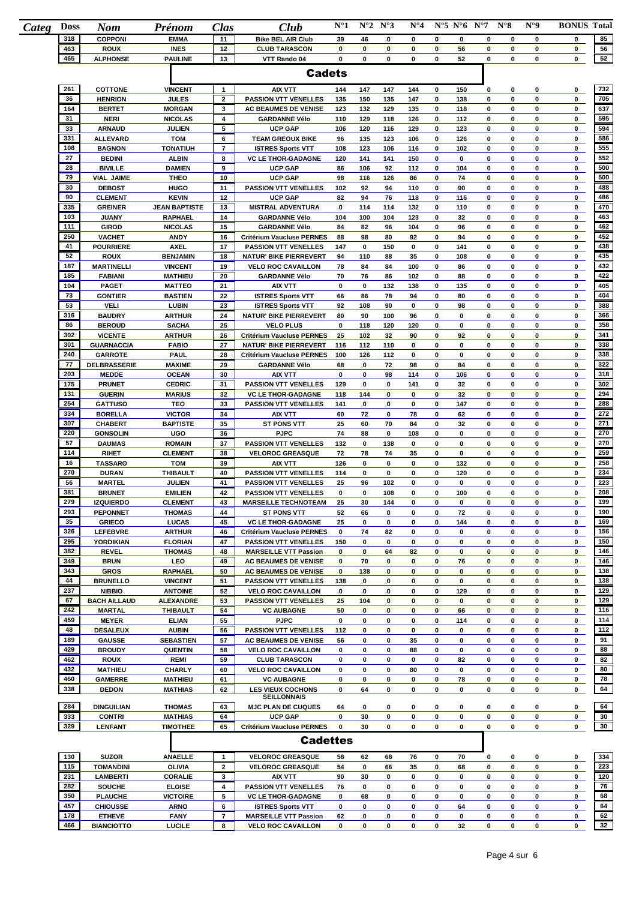| Categ | Doss | Nom | Prénom | Clas | Club | N°1 | N°2 | N°3 | N°4 | N°5 | N°6 | N°7 | N°8 | N°9 | BONUS | Total |
|---|---|---|---|---|---|---|---|---|---|---|---|---|---|---|---|---|
| | 318 | COPPONI | EMMA | 11 | Bike BEL AIR Club | 39 | 46 | 0 | 0 | 0 | 0 | 0 | 0 | 0 | 0 | 85 |
| | 463 | ROUX | INES | 12 | CLUB TARASCON | 0 | 0 | 0 | 0 | 0 | 56 | 0 | 0 | 0 | 0 | 56 |
| | 465 | ALPHONSE | PAULINE | 13 | VTT Rando 04 | 0 | 0 | 0 | 0 | 0 | 52 | 0 | 0 | 0 | 0 | 52 |

## Cadets

| Doss | Nom | Prénom | Clas | Club | N°1 | N°2 | N°3 | N°4 | N°5 | N°6 | N°7 | N°8 | N°9 | BONUS | Total |
|---|---|---|---|---|---|---|---|---|---|---|---|---|---|---|---|
| 261 | COTTONE | VINCENT | 1 | AIX VTT | 144 | 147 | 147 | 144 | 0 | 150 | 0 | 0 | 0 | 0 | 732 |
| 36 | HENRION | JULES | 2 | PASSION VTT VENELLES | 135 | 150 | 135 | 147 | 0 | 138 | 0 | 0 | 0 | 0 | 705 |
| 164 | BERTET | MORGAN | 3 | AC BEAUMES DE VENISE | 123 | 132 | 129 | 135 | 0 | 118 | 0 | 0 | 0 | 0 | 637 |
| 31 | NERI | NICOLAS | 4 | GARDANNE Vélo | 110 | 129 | 118 | 126 | 0 | 112 | 0 | 0 | 0 | 0 | 595 |
| 33 | ARNAUD | JULIEN | 5 | UCP GAP | 106 | 120 | 116 | 129 | 0 | 123 | 0 | 0 | 0 | 0 | 594 |
| 331 | ALLEVARD | TOM | 6 | TEAM GREOUX BIKE | 96 | 135 | 123 | 106 | 0 | 126 | 0 | 0 | 0 | 0 | 586 |
| 108 | BAGNON | TONATIUH | 7 | ISTRES Sports VTT | 108 | 123 | 106 | 116 | 0 | 102 | 0 | 0 | 0 | 0 | 555 |
| 27 | BEDINI | ALBIN | 8 | VC LE THOR-GADAGNE | 120 | 141 | 141 | 150 | 0 | 0 | 0 | 0 | 0 | 0 | 552 |
| 28 | BIVILLE | DAMIEN | 9 | UCP GAP | 86 | 106 | 92 | 112 | 0 | 104 | 0 | 0 | 0 | 0 | 500 |
| 79 | VIAL JAIME | THEO | 10 | UCP GAP | 98 | 116 | 126 | 86 | 0 | 74 | 0 | 0 | 0 | 0 | 500 |
| 30 | DEBOST | HUGO | 11 | PASSION VTT VENELLES | 102 | 92 | 94 | 110 | 0 | 90 | 0 | 0 | 0 | 0 | 488 |
| 90 | CLEMENT | KEVIN | 12 | UCP GAP | 82 | 94 | 76 | 118 | 0 | 116 | 0 | 0 | 0 | 0 | 486 |
| 335 | GREINER | JEAN BAPTISTE | 13 | MISTRAL ADVENTURA | 0 | 114 | 114 | 132 | 0 | 110 | 0 | 0 | 0 | 0 | 470 |
| 103 | JUANY | RAPHAEL | 14 | GARDANNE Vélo | 104 | 100 | 104 | 123 | 0 | 32 | 0 | 0 | 0 | 0 | 463 |
| 111 | GIROD | NICOLAS | 15 | GARDANNE Vélo | 84 | 82 | 96 | 104 | 0 | 96 | 0 | 0 | 0 | 0 | 462 |
| 250 | VACHET | ANDY | 16 | Critérium Vaucluse PERNES | 88 | 98 | 80 | 92 | 0 | 94 | 0 | 0 | 0 | 0 | 452 |
| 41 | POURRIERE | AXEL | 17 | PASSION VTT VENELLES | 147 | 0 | 150 | 0 | 0 | 141 | 0 | 0 | 0 | 0 | 438 |
| 52 | ROUX | BENJAMIN | 18 | NATUR' BIKE PIERREVERT | 94 | 110 | 88 | 35 | 0 | 108 | 0 | 0 | 0 | 0 | 435 |
| 187 | MARTINELLI | VINCENT | 19 | VELO ROC CAVAILLON | 78 | 84 | 84 | 100 | 0 | 86 | 0 | 0 | 0 | 0 | 432 |
| 185 | FABIANI | MATHIEU | 20 | GARDANNE Vélo | 70 | 76 | 86 | 102 | 0 | 88 | 0 | 0 | 0 | 0 | 422 |
| 104 | PAGET | MATTEO | 21 | AIX VTT | 0 | 0 | 132 | 138 | 0 | 135 | 0 | 0 | 0 | 0 | 405 |
| 73 | GONTIER | BASTIEN | 22 | ISTRES Sports VTT | 66 | 86 | 78 | 94 | 0 | 80 | 0 | 0 | 0 | 0 | 404 |
| 53 | VELI | LUBIN | 23 | ISTRES Sports VTT | 92 | 108 | 90 | 0 | 0 | 98 | 0 | 0 | 0 | 0 | 388 |
| 316 | BAUDRY | ARTHUR | 24 | NATUR' BIKE PIERREVERT | 80 | 90 | 100 | 96 | 0 | 0 | 0 | 0 | 0 | 0 | 366 |
| 86 | BEROUD | SACHA | 25 | VELO PLUS | 0 | 118 | 120 | 120 | 0 | 0 | 0 | 0 | 0 | 0 | 358 |
| 302 | VICENTE | ARTHUR | 26 | Critérium Vaucluse PERNES | 25 | 102 | 32 | 90 | 0 | 92 | 0 | 0 | 0 | 0 | 341 |
| 301 | GUARNACCIA | FABIO | 27 | NATUR' BIKE PIERREVERT | 116 | 112 | 110 | 0 | 0 | 0 | 0 | 0 | 0 | 0 | 338 |
| 240 | GARROTE | PAUL | 28 | Critérium Vaucluse PERNES | 100 | 126 | 112 | 0 | 0 | 0 | 0 | 0 | 0 | 0 | 338 |
| 77 | DELBRASSERIE | MAXIME | 29 | GARDANNE Vélo | 68 | 0 | 72 | 98 | 0 | 84 | 0 | 0 | 0 | 0 | 322 |
| 203 | MEDDE | OCEAN | 30 | AIX VTT | 0 | 0 | 98 | 114 | 0 | 106 | 0 | 0 | 0 | 0 | 318 |
| 175 | PRUNET | CEDRIC | 31 | PASSION VTT VENELLES | 129 | 0 | 0 | 141 | 0 | 32 | 0 | 0 | 0 | 0 | 302 |
| 131 | GUERIN | MARIUS | 32 | VC LE THOR-GADAGNE | 118 | 144 | 0 | 0 | 0 | 32 | 0 | 0 | 0 | 0 | 294 |
| 254 | GATTUSO | TEO | 33 | PASSION VTT VENELLES | 141 | 0 | 0 | 0 | 0 | 147 | 0 | 0 | 0 | 0 | 288 |
| 334 | BORELLA | VICTOR | 34 | AIX VTT | 60 | 72 | 0 | 78 | 0 | 62 | 0 | 0 | 0 | 0 | 272 |
| 307 | CHABERT | BAPTISTE | 35 | ST PONS VTT | 25 | 60 | 70 | 84 | 0 | 32 | 0 | 0 | 0 | 0 | 271 |
| 220 | GONSOLIN | UGO | 36 | PJPC | 74 | 88 | 0 | 108 | 0 | 0 | 0 | 0 | 0 | 0 | 270 |
| 57 | DAUMAS | ROMAIN | 37 | PASSION VTT VENELLES | 132 | 0 | 138 | 0 | 0 | 0 | 0 | 0 | 0 | 0 | 270 |
| 114 | RIHET | CLEMENT | 38 | VELOROC GREASQUE | 72 | 78 | 74 | 35 | 0 | 0 | 0 | 0 | 0 | 0 | 259 |
| 16 | TASSARO | TOM | 39 | AIX VTT | 126 | 0 | 0 | 0 | 0 | 132 | 0 | 0 | 0 | 0 | 258 |
| 270 | DURAN | THIBAULT | 40 | PASSION VTT VENELLES | 114 | 0 | 0 | 0 | 0 | 120 | 0 | 0 | 0 | 0 | 234 |
| 56 | MARTEL | JULIEN | 41 | PASSION VTT VENELLES | 25 | 96 | 102 | 0 | 0 | 0 | 0 | 0 | 0 | 0 | 223 |
| 381 | BRUNET | EMILIEN | 42 | PASSION VTT VENELLES | 0 | 0 | 108 | 0 | 0 | 100 | 0 | 0 | 0 | 0 | 208 |
| 279 | IZQUIERDO | CLEMENT | 43 | MARSEILLE TECHNOTEAM | 25 | 30 | 144 | 0 | 0 | 0 | 0 | 0 | 0 | 0 | 199 |
| 293 | PEPONNET | THOMAS | 44 | ST PONS VTT | 52 | 66 | 0 | 0 | 0 | 72 | 0 | 0 | 0 | 0 | 190 |
| 35 | GRIECO | LUCAS | 45 | VC LE THOR-GADAGNE | 25 | 0 | 0 | 0 | 0 | 144 | 0 | 0 | 0 | 0 | 169 |
| 326 | LEFEBVRE | ARTHUR | 46 | Critérium Vaucluse PERNES | 0 | 74 | 82 | 0 | 0 | 0 | 0 | 0 | 0 | 0 | 156 |
| 295 | YORDIKIAN | FLORIAN | 47 | PASSION VTT VENELLES | 150 | 0 | 0 | 0 | 0 | 0 | 0 | 0 | 0 | 0 | 150 |
| 382 | REVEL | THOMAS | 48 | MARSEILLE VTT Passion | 0 | 0 | 64 | 82 | 0 | 0 | 0 | 0 | 0 | 0 | 146 |
| 349 | BRUN | LEO | 49 | AC BEAUMES DE VENISE | 0 | 70 | 0 | 0 | 0 | 76 | 0 | 0 | 0 | 0 | 146 |
| 343 | GROS | RAPHAEL | 50 | AC BEAUMES DE VENISE | 0 | 138 | 0 | 0 | 0 | 0 | 0 | 0 | 0 | 0 | 138 |
| 44 | BRUNELLO | VINCENT | 51 | PASSION VTT VENELLES | 138 | 0 | 0 | 0 | 0 | 0 | 0 | 0 | 0 | 0 | 138 |
| 237 | NIBBIO | ANTOINE | 52 | VELO ROC CAVAILLON | 0 | 0 | 0 | 0 | 0 | 129 | 0 | 0 | 0 | 0 | 129 |
| 67 | BACH AILLAUD | ALEXANDRE | 53 | PASSION VTT VENELLES | 25 | 104 | 0 | 0 | 0 | 0 | 0 | 0 | 0 | 0 | 129 |
| 242 | MARTAL | THIBAULT | 54 | VC AUBAGNE | 50 | 0 | 0 | 0 | 0 | 66 | 0 | 0 | 0 | 0 | 116 |
| 459 | MEYER | ELIAN | 55 | PJPC | 0 | 0 | 0 | 0 | 0 | 114 | 0 | 0 | 0 | 0 | 114 |
| 48 | DESALEUX | AUBIN | 56 | PASSION VTT VENELLES | 112 | 0 | 0 | 0 | 0 | 0 | 0 | 0 | 0 | 0 | 112 |
| 189 | GAUSSE | SEBASTIEN | 57 | AC BEAUMES DE VENISE | 56 | 0 | 0 | 35 | 0 | 0 | 0 | 0 | 0 | 0 | 91 |
| 429 | BROUDY | QUENTIN | 58 | VELO ROC CAVAILLON | 0 | 0 | 0 | 88 | 0 | 0 | 0 | 0 | 0 | 0 | 88 |
| 462 | ROUX | REMI | 59 | CLUB TARASCON | 0 | 0 | 0 | 0 | 0 | 82 | 0 | 0 | 0 | 0 | 82 |
| 432 | MATHIEU | CHARLY | 60 | VELO ROC CAVAILLON | 0 | 0 | 0 | 80 | 0 | 0 | 0 | 0 | 0 | 0 | 80 |
| 460 | GAMERRE | MATHIEU | 61 | VC AUBAGNE | 0 | 0 | 0 | 0 | 0 | 78 | 0 | 0 | 0 | 0 | 78 |
| 338 | DEDON | MATHIAS | 62 | LES VIEUX COCHONS SEILLONNAIS | 0 | 64 | 0 | 0 | 0 | 0 | 0 | 0 | 0 | 0 | 64 |
| 284 | DINGUILIAN | THOMAS | 63 | MJC PLAN DE CUQUES | 64 | 0 | 0 | 0 | 0 | 0 | 0 | 0 | 0 | 0 | 64 |
| 333 | CONTRI | MATHIAS | 64 | UCP GAP | 0 | 30 | 0 | 0 | 0 | 0 | 0 | 0 | 0 | 0 | 30 |
| 329 | LENFANT | TIMOTHEE | 65 | Critérium Vaucluse PERNES | 0 | 30 | 0 | 0 | 0 | 0 | 0 | 0 | 0 | 0 | 30 |

## Cadettes

| Doss | Nom | Prénom | Clas | Club | N°1 | N°2 | N°3 | N°4 | N°5 | N°6 | N°7 | N°8 | N°9 | BONUS | Total |
|---|---|---|---|---|---|---|---|---|---|---|---|---|---|---|---|
| 130 | SUZOR | ANAELLE | 1 | VELOROC GREASQUE | 58 | 62 | 68 | 76 | 0 | 70 | 0 | 0 | 0 | 0 | 334 |
| 115 | TOMANDINI | OLIVIA | 2 | VELOROC GREASQUE | 54 | 0 | 66 | 35 | 0 | 68 | 0 | 0 | 0 | 0 | 223 |
| 231 | LAMBERTI | CORALIE | 3 | AIX VTT | 90 | 30 | 0 | 0 | 0 | 0 | 0 | 0 | 0 | 0 | 120 |
| 282 | SOUCHE | ELOISE | 4 | PASSION VTT VENELLES | 76 | 0 | 0 | 0 | 0 | 0 | 0 | 0 | 0 | 0 | 76 |
| 350 | PLAUCHE | VICTOIRE | 5 | VC LE THOR-GADAGNE | 0 | 68 | 0 | 0 | 0 | 0 | 0 | 0 | 0 | 0 | 68 |
| 457 | CHIOUSSE | ARNO | 6 | ISTRES Sports VTT | 0 | 0 | 0 | 0 | 0 | 64 | 0 | 0 | 0 | 0 | 64 |
| 178 | ETHEVE | FANY | 7 | MARSEILLE VTT Passion | 62 | 0 | 0 | 0 | 0 | 0 | 0 | 0 | 0 | 0 | 62 |
| 466 | BIANCIOTTO | LUCILE | 8 | VELO ROC CAVAILLON | 0 | 0 | 0 | 0 | 0 | 32 | 0 | 0 | 0 | 0 | 32 |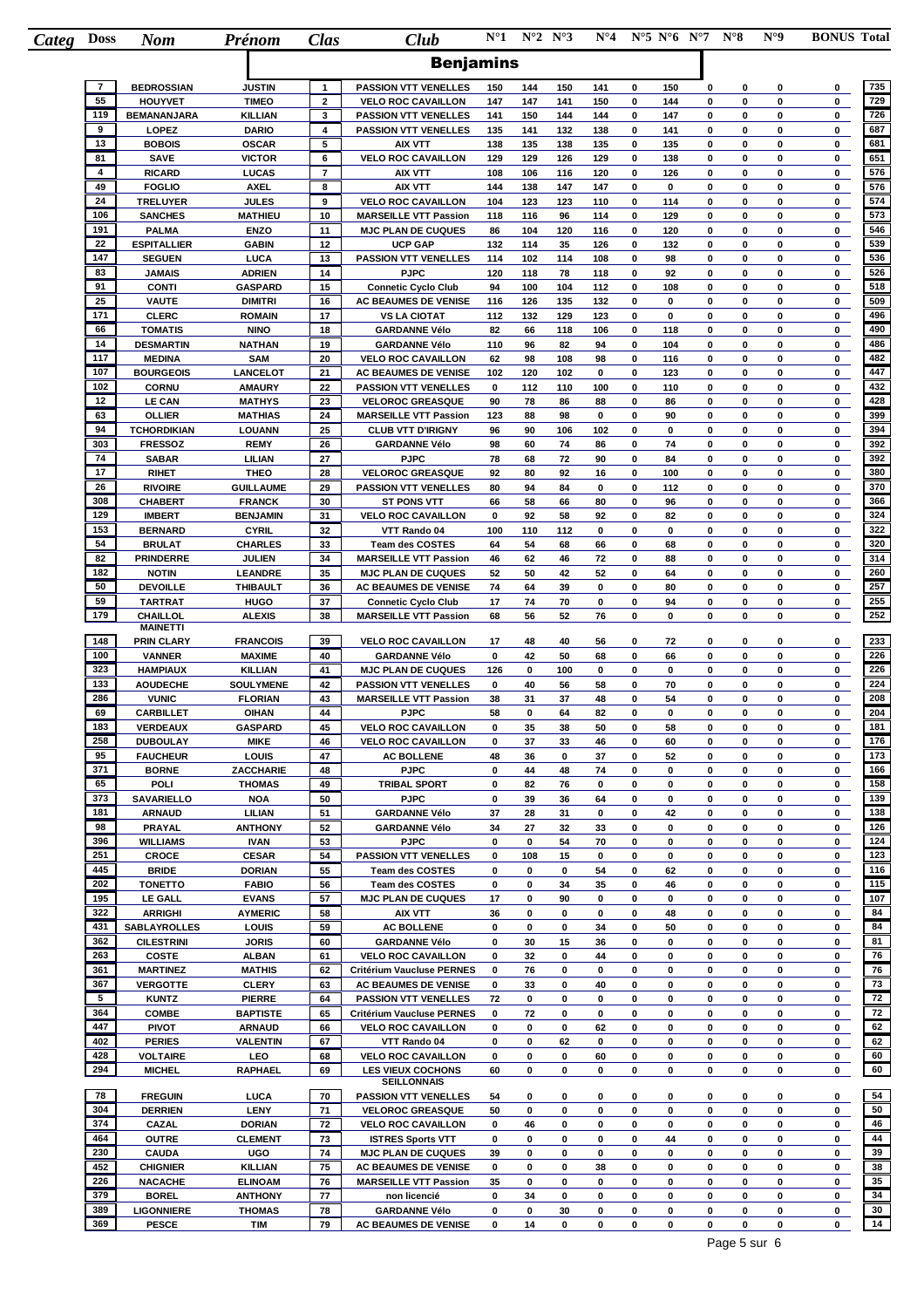| Categ | Doss | Nom | Prénom | Clas | Club | N°1 | N°2 | N°3 | N°4 | N°5 | N°6 | N°7 | N°8 | N°9 | BONUS | Total |
|---|---|---|---|---|---|---|---|---|---|---|---|---|---|---|---|---|
| **Benjamins** | | | | | | | | | | | | | | | | |
| | 7 | BEDROSSIAN | JUSTIN | 1 | PASSION VTT VENELLES | 150 | 144 | 150 | 141 | 0 | 150 | 0 | 0 | 0 | 0 | 735 |
| | 55 | HOUYVET | TIMEO | 2 | VELO ROC CAVAILLON | 147 | 147 | 141 | 150 | 0 | 144 | 0 | 0 | 0 | 0 | 729 |
| | 119 | BEMANANJARA | KILLIAN | 3 | PASSION VTT VENELLES | 141 | 150 | 144 | 144 | 0 | 147 | 0 | 0 | 0 | 0 | 726 |
| | 9 | LOPEZ | DARIO | 4 | PASSION VTT VENELLES | 135 | 141 | 132 | 138 | 0 | 141 | 0 | 0 | 0 | 0 | 687 |
| | 13 | BOBOIS | OSCAR | 5 | AIX VTT | 138 | 135 | 138 | 135 | 0 | 135 | 0 | 0 | 0 | 0 | 681 |
| | 81 | SAVE | VICTOR | 6 | VELO ROC CAVAILLON | 129 | 129 | 126 | 129 | 0 | 138 | 0 | 0 | 0 | 0 | 651 |
| | 4 | RICARD | LUCAS | 7 | AIX VTT | 108 | 106 | 116 | 120 | 0 | 126 | 0 | 0 | 0 | 0 | 576 |
| | 49 | FOGLIO | AXEL | 8 | AIX VTT | 144 | 138 | 147 | 147 | 0 | 0 | 0 | 0 | 0 | 0 | 576 |
| | 24 | TRELUYER | JULES | 9 | VELO ROC CAVAILLON | 104 | 123 | 123 | 110 | 0 | 114 | 0 | 0 | 0 | 0 | 574 |
| | 106 | SANCHES | MATHIEU | 10 | MARSEILLE VTT Passion | 118 | 116 | 96 | 114 | 0 | 129 | 0 | 0 | 0 | 0 | 573 |
| | 191 | PALMA | ENZO | 11 | MJC PLAN DE CUQUES | 86 | 104 | 120 | 116 | 0 | 120 | 0 | 0 | 0 | 0 | 546 |
| | 22 | ESPITALLIER | GABIN | 12 | UCP GAP | 132 | 114 | 35 | 126 | 0 | 132 | 0 | 0 | 0 | 0 | 539 |
| | 147 | SEGUEN | LUCA | 13 | PASSION VTT VENELLES | 114 | 102 | 114 | 108 | 0 | 98 | 0 | 0 | 0 | 0 | 536 |
| | 83 | JAMAIS | ADRIEN | 14 | PJPC | 120 | 118 | 78 | 118 | 0 | 92 | 0 | 0 | 0 | 0 | 526 |
| | 91 | CONTI | GASPARD | 15 | Connetic Cyclo Club | 94 | 100 | 104 | 112 | 0 | 108 | 0 | 0 | 0 | 0 | 518 |
| | 25 | VAUTE | DIMITRI | 16 | AC BEAUMES DE VENISE | 116 | 126 | 135 | 132 | 0 | 0 | 0 | 0 | 0 | 0 | 509 |
| | 171 | CLERC | ROMAIN | 17 | VS LA CIOTAT | 112 | 132 | 129 | 123 | 0 | 0 | 0 | 0 | 0 | 0 | 496 |
| | 66 | TOMATIS | NINO | 18 | GARDANNE Vélo | 82 | 66 | 118 | 106 | 0 | 118 | 0 | 0 | 0 | 0 | 490 |
| | 14 | DESMARTIN | NATHAN | 19 | GARDANNE Vélo | 110 | 96 | 82 | 94 | 0 | 104 | 0 | 0 | 0 | 0 | 486 |
| | 117 | MEDINA | SAM | 20 | VELO ROC CAVAILLON | 62 | 98 | 108 | 98 | 0 | 116 | 0 | 0 | 0 | 0 | 482 |
| | 107 | BOURGEOIS | LANCELOT | 21 | AC BEAUMES DE VENISE | 102 | 120 | 102 | 0 | 0 | 123 | 0 | 0 | 0 | 0 | 447 |
| | 102 | CORNU | AMAURY | 22 | PASSION VTT VENELLES | 0 | 112 | 110 | 100 | 0 | 110 | 0 | 0 | 0 | 0 | 432 |
| | 12 | LE CAN | MATHYS | 23 | VELOROC GREASQUE | 90 | 78 | 86 | 88 | 0 | 86 | 0 | 0 | 0 | 0 | 428 |
| | 63 | OLLIER | MATHIAS | 24 | MARSEILLE VTT Passion | 123 | 88 | 98 | 0 | 0 | 90 | 0 | 0 | 0 | 0 | 399 |
| | 94 | TCHORDIKIAN | LOUANN | 25 | CLUB VTT D'IRIGNY | 96 | 90 | 106 | 102 | 0 | 0 | 0 | 0 | 0 | 0 | 394 |
| | 303 | FRESSOZ | REMY | 26 | GARDANNE Vélo | 98 | 60 | 74 | 86 | 0 | 74 | 0 | 0 | 0 | 0 | 392 |
| | 74 | SABAR | LILIAN | 27 | PJPC | 78 | 68 | 72 | 90 | 0 | 84 | 0 | 0 | 0 | 0 | 392 |
| | 17 | RIHET | THEO | 28 | VELOROC GREASQUE | 92 | 80 | 92 | 16 | 0 | 100 | 0 | 0 | 0 | 0 | 380 |
| | 26 | RIVOIRE | GUILLAUME | 29 | PASSION VTT VENELLES | 80 | 94 | 84 | 0 | 0 | 112 | 0 | 0 | 0 | 0 | 370 |
| | 308 | CHABERT | FRANCK | 30 | ST PONS VTT | 66 | 58 | 66 | 80 | 0 | 96 | 0 | 0 | 0 | 0 | 366 |
| | 129 | IMBERT | BENJAMIN | 31 | VELO ROC CAVAILLON | 0 | 92 | 58 | 92 | 0 | 82 | 0 | 0 | 0 | 0 | 324 |
| | 153 | BERNARD | CYRIL | 32 | VTT Rando 04 | 100 | 110 | 112 | 0 | 0 | 0 | 0 | 0 | 0 | 0 | 322 |
| | 54 | BRULAT | CHARLES | 33 | Team des COSTES | 64 | 54 | 68 | 66 | 0 | 68 | 0 | 0 | 0 | 0 | 320 |
| | 82 | PRINDERRE | JULIEN | 34 | MARSEILLE VTT Passion | 46 | 62 | 46 | 72 | 0 | 88 | 0 | 0 | 0 | 0 | 314 |
| | 182 | NOTIN | LEANDRE | 35 | MJC PLAN DE CUQUES | 52 | 50 | 42 | 52 | 0 | 64 | 0 | 0 | 0 | 0 | 260 |
| | 50 | DEVOILLE | THIBAULT | 36 | AC BEAUMES DE VENISE | 74 | 64 | 39 | 0 | 0 | 80 | 0 | 0 | 0 | 0 | 257 |
| | 59 | TARTRAT | HUGO | 37 | Connetic Cyclo Club | 17 | 74 | 70 | 0 | 0 | 94 | 0 | 0 | 0 | 0 | 255 |
| | 179 | CHAILLOL | ALEXIS | 38 | MARSEILLE VTT Passion | 68 | 56 | 52 | 76 | 0 | 0 | 0 | 0 | 0 | 0 | 252 |
| | 148 | MAINETTI PRIN CLARY | FRANCOIS | 39 | VELO ROC CAVAILLON | 17 | 48 | 40 | 56 | 0 | 72 | 0 | 0 | 0 | 0 | 233 |
| | 100 | VANNER | MAXIME | 40 | GARDANNE Vélo | 0 | 42 | 50 | 68 | 0 | 66 | 0 | 0 | 0 | 0 | 226 |
| | 323 | HAMPIAUX | KILLIAN | 41 | MJC PLAN DE CUQUES | 126 | 0 | 100 | 0 | 0 | 0 | 0 | 0 | 0 | 0 | 226 |
| | 133 | AOUDECHE | SOULYMENE | 42 | PASSION VTT VENELLES | 0 | 40 | 56 | 58 | 0 | 70 | 0 | 0 | 0 | 0 | 224 |
| | 286 | VUNIC | FLORIAN | 43 | MARSEILLE VTT Passion | 38 | 31 | 37 | 48 | 0 | 54 | 0 | 0 | 0 | 0 | 208 |
| | 69 | CARBILLET | OIHAN | 44 | PJPC | 58 | 0 | 64 | 82 | 0 | 0 | 0 | 0 | 0 | 0 | 204 |
| | 183 | VERDEAUX | GASPARD | 45 | VELO ROC CAVAILLON | 0 | 35 | 38 | 50 | 0 | 58 | 0 | 0 | 0 | 0 | 181 |
| | 258 | DUBOULAY | MIKE | 46 | VELO ROC CAVAILLON | 0 | 37 | 33 | 46 | 0 | 60 | 0 | 0 | 0 | 0 | 176 |
| | 95 | FAUCHEUR | LOUIS | 47 | AC BOLLENE | 48 | 36 | 0 | 37 | 0 | 52 | 0 | 0 | 0 | 0 | 173 |
| | 371 | BORNE | ZACCHARIE | 48 | PJPC | 0 | 44 | 48 | 74 | 0 | 0 | 0 | 0 | 0 | 0 | 166 |
| | 65 | POLI | THOMAS | 49 | TRIBAL SPORT | 0 | 82 | 76 | 0 | 0 | 0 | 0 | 0 | 0 | 0 | 158 |
| | 373 | SAVARIELLO | NOA | 50 | PJPC | 0 | 39 | 36 | 64 | 0 | 0 | 0 | 0 | 0 | 0 | 139 |
| | 181 | ARNAUD | LILIAN | 51 | GARDANNE Vélo | 37 | 28 | 31 | 0 | 0 | 42 | 0 | 0 | 0 | 0 | 138 |
| | 98 | PRAYAL | ANTHONY | 52 | GARDANNE Vélo | 34 | 27 | 32 | 33 | 0 | 0 | 0 | 0 | 0 | 0 | 126 |
| | 396 | WILLIAMS | IVAN | 53 | PJPC | 0 | 0 | 54 | 70 | 0 | 0 | 0 | 0 | 0 | 0 | 124 |
| | 251 | CROCE | CESAR | 54 | PASSION VTT VENELLES | 0 | 108 | 15 | 0 | 0 | 0 | 0 | 0 | 0 | 0 | 123 |
| | 445 | BRIDE | DORIAN | 55 | Team des COSTES | 0 | 0 | 0 | 54 | 0 | 62 | 0 | 0 | 0 | 0 | 116 |
| | 202 | TONETTO | FABIO | 56 | Team des COSTES | 0 | 0 | 34 | 35 | 0 | 46 | 0 | 0 | 0 | 0 | 115 |
| | 195 | LE GALL | EVANS | 57 | MJC PLAN DE CUQUES | 17 | 0 | 90 | 0 | 0 | 0 | 0 | 0 | 0 | 0 | 107 |
| | 322 | ARRIGHI | AYMERIC | 58 | AIX VTT | 36 | 0 | 0 | 0 | 0 | 48 | 0 | 0 | 0 | 0 | 84 |
| | 431 | SABLAYROLLES | LOUIS | 59 | AC BOLLENE | 0 | 0 | 0 | 34 | 0 | 50 | 0 | 0 | 0 | 0 | 84 |
| | 362 | CILESTRINI | JORIS | 60 | GARDANNE Vélo | 0 | 30 | 15 | 36 | 0 | 0 | 0 | 0 | 0 | 0 | 81 |
| | 263 | COSTE | ALBAN | 61 | VELO ROC CAVAILLON | 0 | 32 | 0 | 44 | 0 | 0 | 0 | 0 | 0 | 0 | 76 |
| | 361 | MARTINEZ | MATHIS | 62 | Critérium Vaucluse PERNES | 0 | 76 | 0 | 0 | 0 | 0 | 0 | 0 | 0 | 0 | 76 |
| | 367 | VERGOTTE | CLERY | 63 | AC BEAUMES DE VENISE | 0 | 33 | 0 | 40 | 0 | 0 | 0 | 0 | 0 | 0 | 73 |
| | 5 | KUNTZ | PIERRE | 64 | PASSION VTT VENELLES | 72 | 0 | 0 | 0 | 0 | 0 | 0 | 0 | 0 | 0 | 72 |
| | 364 | COMBE | BAPTISTE | 65 | Critérium Vaucluse PERNES | 0 | 72 | 0 | 0 | 0 | 0 | 0 | 0 | 0 | 0 | 72 |
| | 447 | PIVOT | ARNAUD | 66 | VELO ROC CAVAILLON | 0 | 0 | 0 | 62 | 0 | 0 | 0 | 0 | 0 | 0 | 62 |
| | 402 | PERIES | VALENTIN | 67 | VTT Rando 04 | 0 | 0 | 62 | 0 | 0 | 0 | 0 | 0 | 0 | 0 | 62 |
| | 428 | VOLTAIRE | LEO | 68 | VELO ROC CAVAILLON | 0 | 0 | 0 | 60 | 0 | 0 | 0 | 0 | 0 | 0 | 60 |
| | 294 | MICHEL | RAPHAEL | 69 | LES VIEUX COCHONS SEILLONNAIS | 60 | 0 | 0 | 0 | 0 | 0 | 0 | 0 | 0 | 0 | 60 |
| | 78 | FREGUIN | LUCA | 70 | PASSION VTT VENELLES | 54 | 0 | 0 | 0 | 0 | 0 | 0 | 0 | 0 | 0 | 54 |
| | 304 | DERRIEN | LENY | 71 | VELOROC GREASQUE | 50 | 0 | 0 | 0 | 0 | 0 | 0 | 0 | 0 | 0 | 50 |
| | 374 | CAZAL | DORIAN | 72 | VELO ROC CAVAILLON | 0 | 46 | 0 | 0 | 0 | 0 | 0 | 0 | 0 | 0 | 46 |
| | 464 | OUTRE | CLEMENT | 73 | ISTRES Sports VTT | 0 | 0 | 0 | 0 | 0 | 44 | 0 | 0 | 0 | 0 | 44 |
| | 230 | CAUDA | UGO | 74 | MJC PLAN DE CUQUES | 39 | 0 | 0 | 0 | 0 | 0 | 0 | 0 | 0 | 0 | 39 |
| | 452 | CHIGNIER | KILLIAN | 75 | AC BEAUMES DE VENISE | 0 | 0 | 0 | 38 | 0 | 0 | 0 | 0 | 0 | 0 | 38 |
| | 226 | NACACHE | ELINOAM | 76 | MARSEILLE VTT Passion | 35 | 0 | 0 | 0 | 0 | 0 | 0 | 0 | 0 | 0 | 35 |
| | 379 | BOREL | ANTHONY | 77 | non licencié | 0 | 34 | 0 | 0 | 0 | 0 | 0 | 0 | 0 | 0 | 34 |
| | 389 | LIGONNIERE | THOMAS | 78 | GARDANNE Vélo | 0 | 0 | 30 | 0 | 0 | 0 | 0 | 0 | 0 | 0 | 30 |
| | 369 | PESCE | TIM | 79 | AC BEAUMES DE VENISE | 0 | 14 | 0 | 0 | 0 | 0 | 0 | 0 | 0 | 0 | 14 |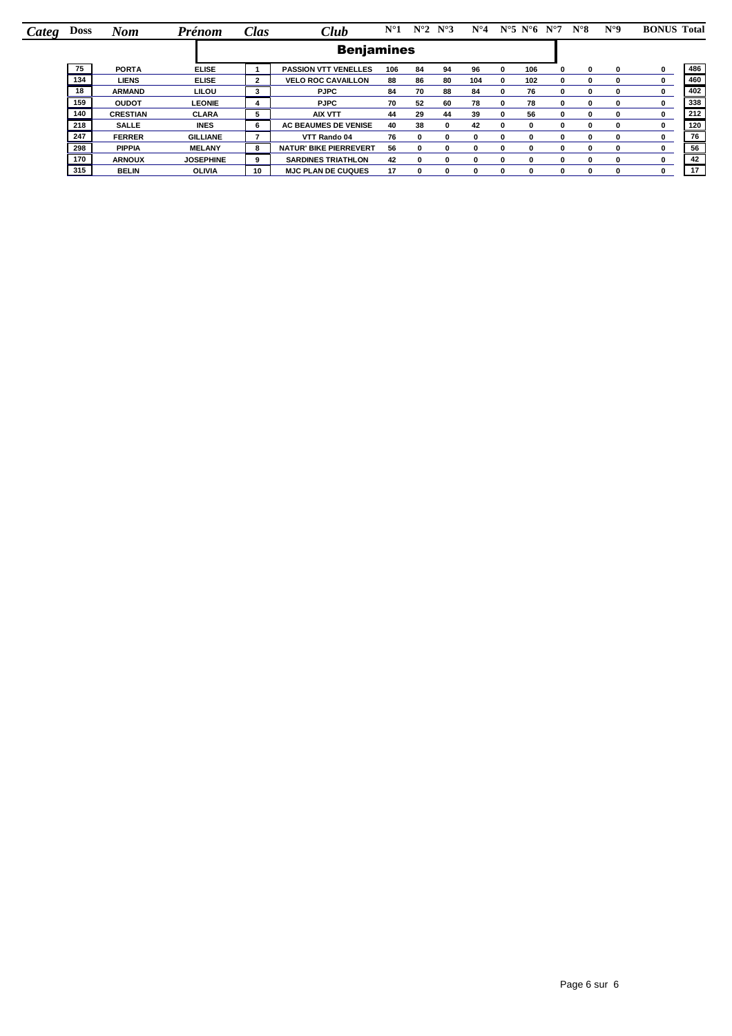| Categ | Doss | Nom | Prénom | Clas | Club | N°1 | N°2 | N°3 | N°4 | N°5 | N°6 | N°7 | N°8 | N°9 | BONUS | Total |
|---|---|---|---|---|---|---|---|---|---|---|---|---|---|---|---|---|
| | | | | | **Benjamines** | | | | | | | | | | | |
| | 75 | PORTA | ELISE | 1 | PASSION VTT VENELLES | 106 | 84 | 94 | 96 | 0 | 106 | 0 | 0 | 0 | 0 | 486 |
| | 134 | LIENS | ELISE | 2 | VELO ROC CAVAILLON | 88 | 86 | 80 | 104 | 0 | 102 | 0 | 0 | 0 | 0 | 460 |
| | 18 | ARMAND | LILOU | 3 | PJPC | 84 | 70 | 88 | 84 | 0 | 76 | 0 | 0 | 0 | 0 | 402 |
| | 159 | OUDOT | LEONIE | 4 | PJPC | 70 | 52 | 60 | 78 | 0 | 78 | 0 | 0 | 0 | 0 | 338 |
| | 140 | CRESTIAN | CLARA | 5 | AIX VTT | 44 | 29 | 44 | 39 | 0 | 56 | 0 | 0 | 0 | 0 | 212 |
| | 218 | SALLE | INES | 6 | AC BEAUMES DE VENISE | 40 | 38 | 0 | 42 | 0 | 0 | 0 | 0 | 0 | 0 | 120 |
| | 247 | FERRER | GILLIANE | 7 | VTT Rando 04 | 76 | 0 | 0 | 0 | 0 | 0 | 0 | 0 | 0 | 0 | 76 |
| | 298 | PIPPIA | MELANY | 8 | NATUR' BIKE PIERREVERT | 56 | 0 | 0 | 0 | 0 | 0 | 0 | 0 | 0 | 0 | 56 |
| | 170 | ARNOUX | JOSEPHINE | 9 | SARDINES TRIATHLON | 42 | 0 | 0 | 0 | 0 | 0 | 0 | 0 | 0 | 0 | 42 |
| | 315 | BELIN | OLIVIA | 10 | MJC PLAN DE CUQUES | 17 | 0 | 0 | 0 | 0 | 0 | 0 | 0 | 0 | 0 | 17 |